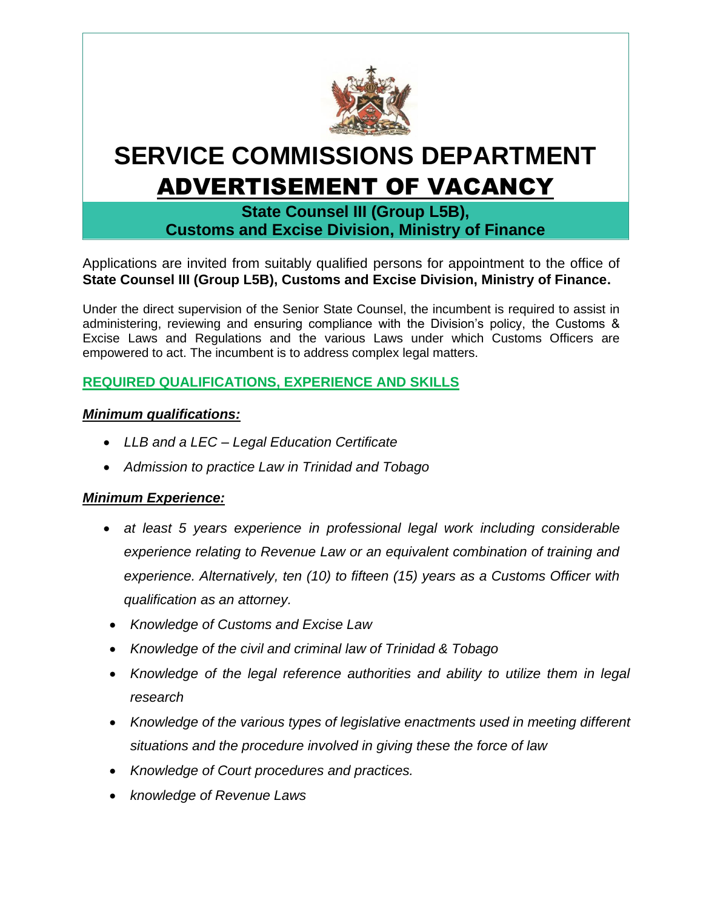# SERVICE COMMISSIONS DEPARTMENT

# ADVERTISEMENT OF VACANCY

## State Counsel III (Group L5B), Customs and Excise Division, Ministry of Finance

Applications are invited from suitably qualified persons for appointment to the office of **State Counsel III (Group L5B), Customs and Excise Division, Ministry of Finance.**

Under the direct supervision of the Senior State Counsel, the incumbent is required to assist in administering, reviewing and ensuring compliance with the Division's policy, the Customs & Excise Laws and Regulations and the various Laws under which Customs Officers are empowered to act. The incumbent is to address complex legal matters.

### REQUIRED QUALIFICATIONS, EXPERIENCE AND SKILLS

***Minimum qualifications:***

- *LLB and a LEC – Legal Education Certificate*
- *Admission to practice Law in Trinidad and Tobago*

***Minimum Experience:***

- *at least 5 years experience in professional legal work including considerable experience relating to Revenue Law or an equivalent combination of training and experience. Alternatively, ten (10) to fifteen (15) years as a Customs Officer with qualification as an attorney.*
- *Knowledge of Customs and Excise Law*
- *Knowledge of the civil and criminal law of Trinidad & Tobago*
- *Knowledge of the legal reference authorities and ability to utilize them in legal research*
- *Knowledge of the various types of legislative enactments used in meeting different situations and the procedure involved in giving these the force of law*
- *Knowledge of Court procedures and practices.*
- *knowledge of Revenue Laws*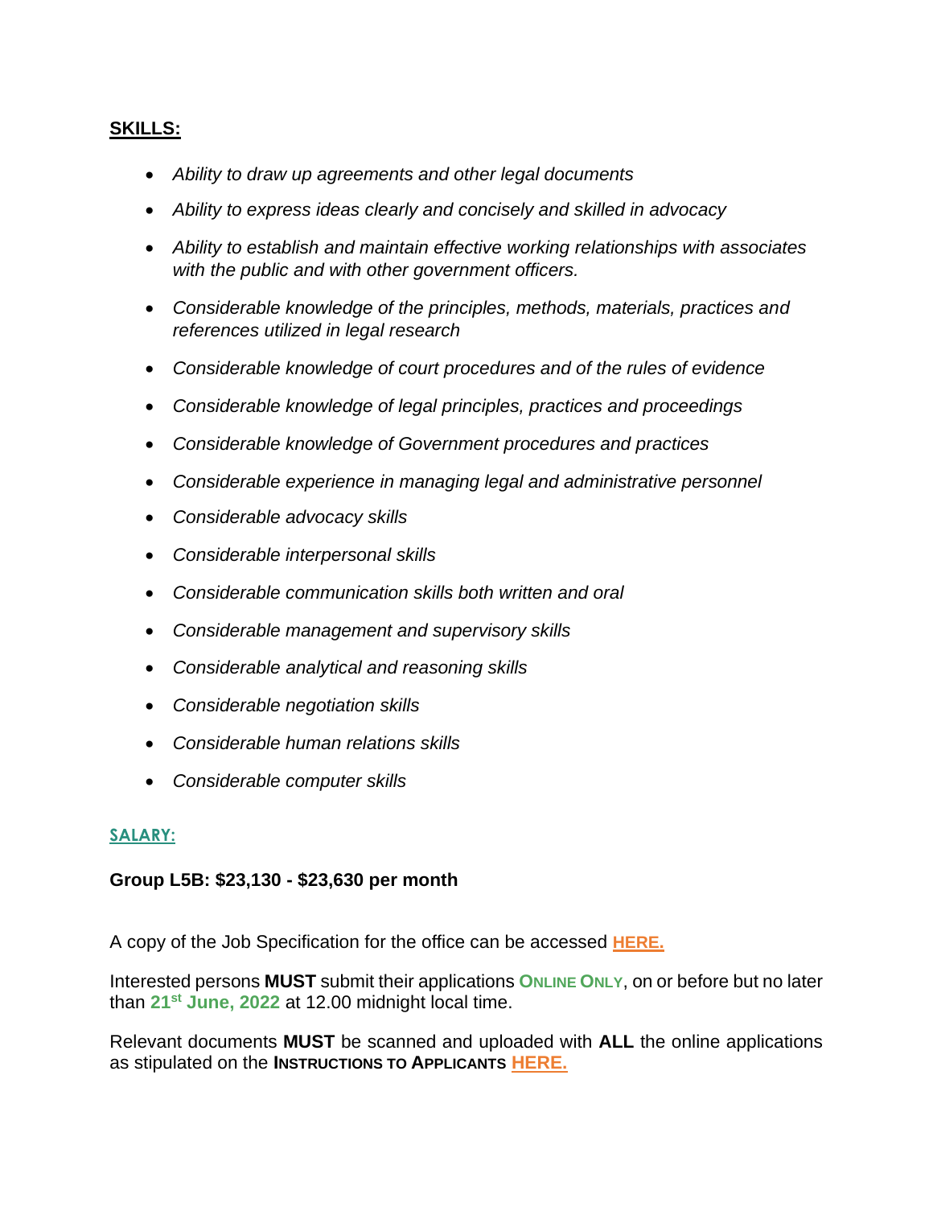## SKILLS:

- *Ability to draw up agreements and other legal documents*
- *Ability to express ideas clearly and concisely and skilled in advocacy*
- *Ability to establish and maintain effective working relationships with associates with the public and with other government officers.*
- *Considerable knowledge of the principles, methods, materials, practices and references utilized in legal research*
- *Considerable knowledge of court procedures and of the rules of evidence*
- *Considerable knowledge of legal principles, practices and proceedings*
- *Considerable knowledge of Government procedures and practices*
- *Considerable experience in managing legal and administrative personnel*
- *Considerable advocacy skills*
- *Considerable interpersonal skills*
- *Considerable communication skills both written and oral*
- *Considerable management and supervisory skills*
- *Considerable analytical and reasoning skills*
- *Considerable negotiation skills*
- *Considerable human relations skills*
- *Considerable computer skills*

## SALARY:

**Group L5B: $23,130 - $23,630 per month**

A copy of the Job Specification for the office can be accessed **HERE.**

Interested persons **MUST** submit their applications **ONLINE ONLY**, on or before but no later than **21st June, 2022** at 12.00 midnight local time.

Relevant documents **MUST** be scanned and uploaded with **ALL** the online applications as stipulated on the **INSTRUCTIONS TO APPLICANTS** **HERE.**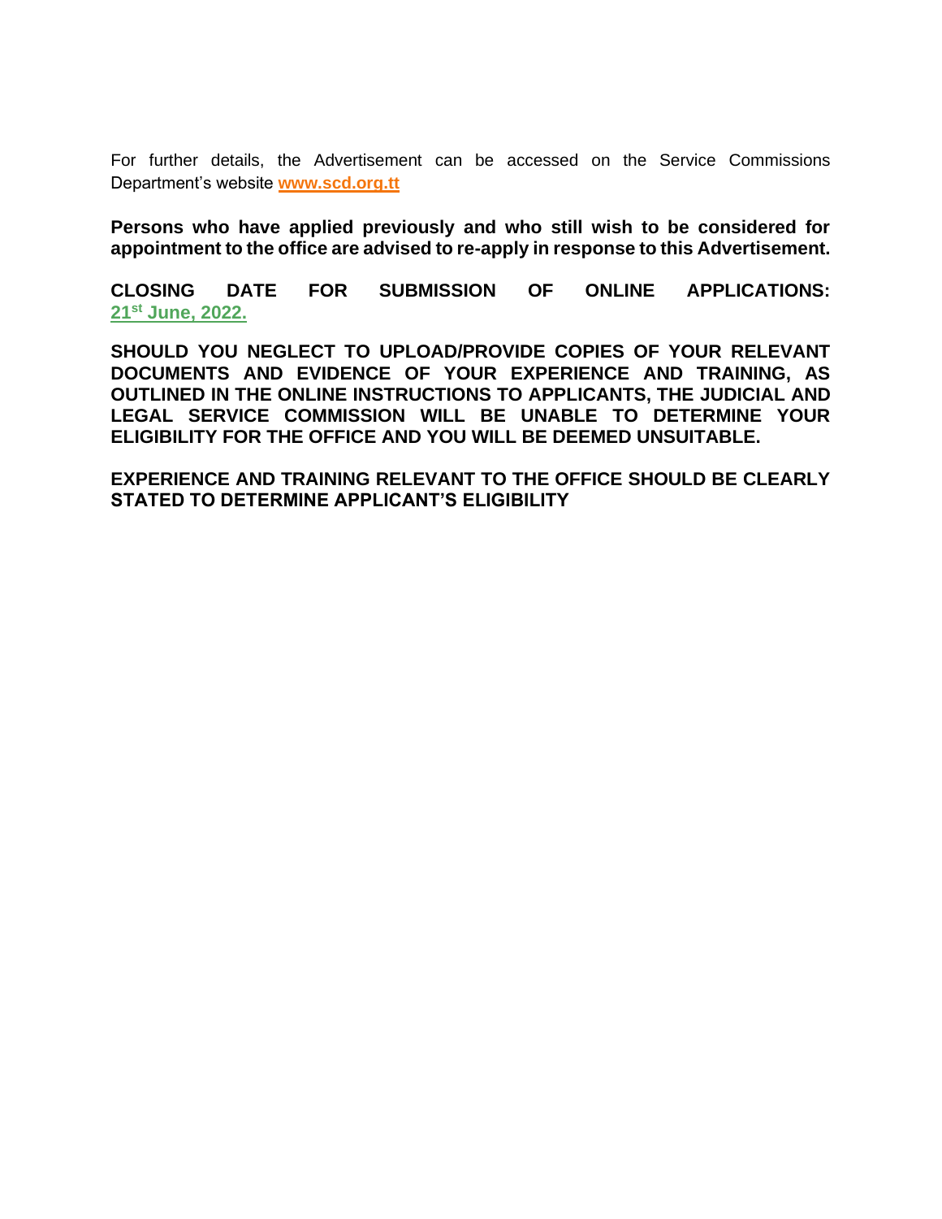For further details, the Advertisement can be accessed on the Service Commissions Department's website [www.scd.org.tt](http://www.scd.org.tt)

**Persons who have applied previously and who still wish to be considered for appointment to the office are advised to re-apply in response to this Advertisement.**

**CLOSING DATE FOR SUBMISSION OF ONLINE APPLICATIONS: 21st June, 2022.**

**SHOULD YOU NEGLECT TO UPLOAD/PROVIDE COPIES OF YOUR RELEVANT DOCUMENTS AND EVIDENCE OF YOUR EXPERIENCE AND TRAINING, AS OUTLINED IN THE ONLINE INSTRUCTIONS TO APPLICANTS, THE JUDICIAL AND LEGAL SERVICE COMMISSION WILL BE UNABLE TO DETERMINE YOUR ELIGIBILITY FOR THE OFFICE AND YOU WILL BE DEEMED UNSUITABLE.**

**EXPERIENCE AND TRAINING RELEVANT TO THE OFFICE SHOULD BE CLEARLY STATED TO DETERMINE APPLICANT'S ELIGIBILITY**